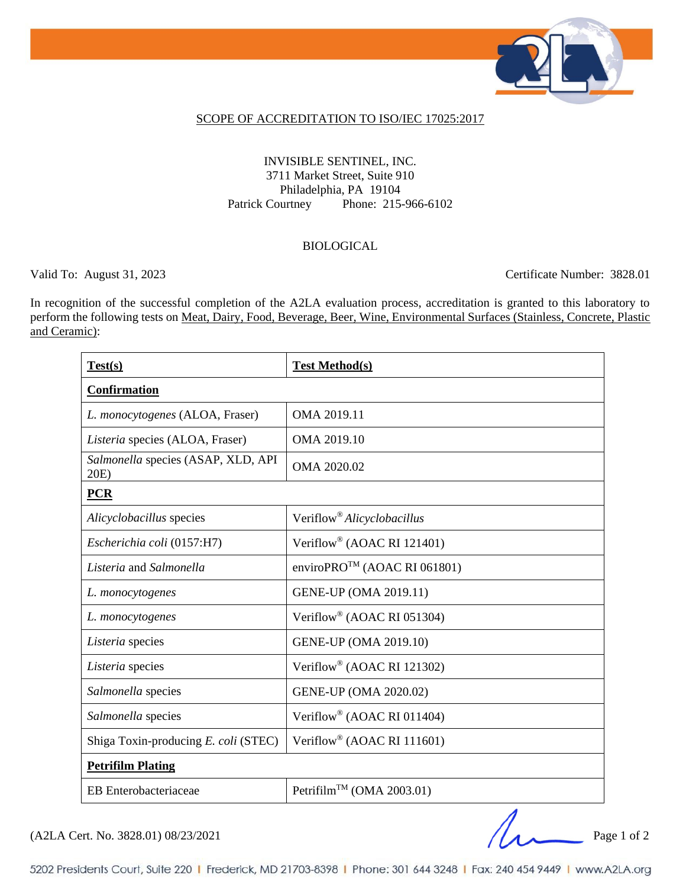## SCOPE OF ACCREDITATION TO ISO/IEC 17025:2017

INVISIBLE SENTINEL, INC.
3711 Market Street, Suite 910
Philadelphia, PA 19104
Patrick Courtney Phone: 215-966-6102

BIOLOGICAL

Valid To: August 31, 2023 Certificate Number: 3828.01

In recognition of the successful completion of the A2LA evaluation process, accreditation is granted to this laboratory to perform the following tests on Meat, Dairy, Food, Beverage, Beer, Wine, Environmental Surfaces (Stainless, Concrete, Plastic and Ceramic):

| **Test(s)** | **Test Method(s)** |
|---|---|
| **Confirmation** | |
| *L. monocytogenes* (ALOA, Fraser) | OMA 2019.11 |
| *Listeria* species (ALOA, Fraser) | OMA 2019.10 |
| *Salmonella* species (ASAP, XLD, API 20E) | OMA 2020.02 |
| **PCR** | |
| *Alicyclobacillus* species | Veriflow® *Alicyclobacillus* |
| *Escherichia coli* (0157:H7) | Veriflow® (AOAC RI 121401) |
| *Listeria* and *Salmonella* | enviroPRO™ (AOAC RI 061801) |
| *L. monocytogenes* | GENE-UP (OMA 2019.11) |
| *L. monocytogenes* | Veriflow® (AOAC RI 051304) |
| *Listeria* species | GENE-UP (OMA 2019.10) |
| *Listeria* species | Veriflow® (AOAC RI 121302) |
| *Salmonella* species | GENE-UP (OMA 2020.02) |
| *Salmonella* species | Veriflow® (AOAC RI 011404) |
| Shiga Toxin-producing *E. coli* (STEC) | Veriflow® (AOAC RI 111601) |
| **Petrifilm Plating** | |
| EB Enterobacteriaceae | Petrifilm™ (OMA 2003.01) |

(A2LA Cert. No. 3828.01) 08/23/2021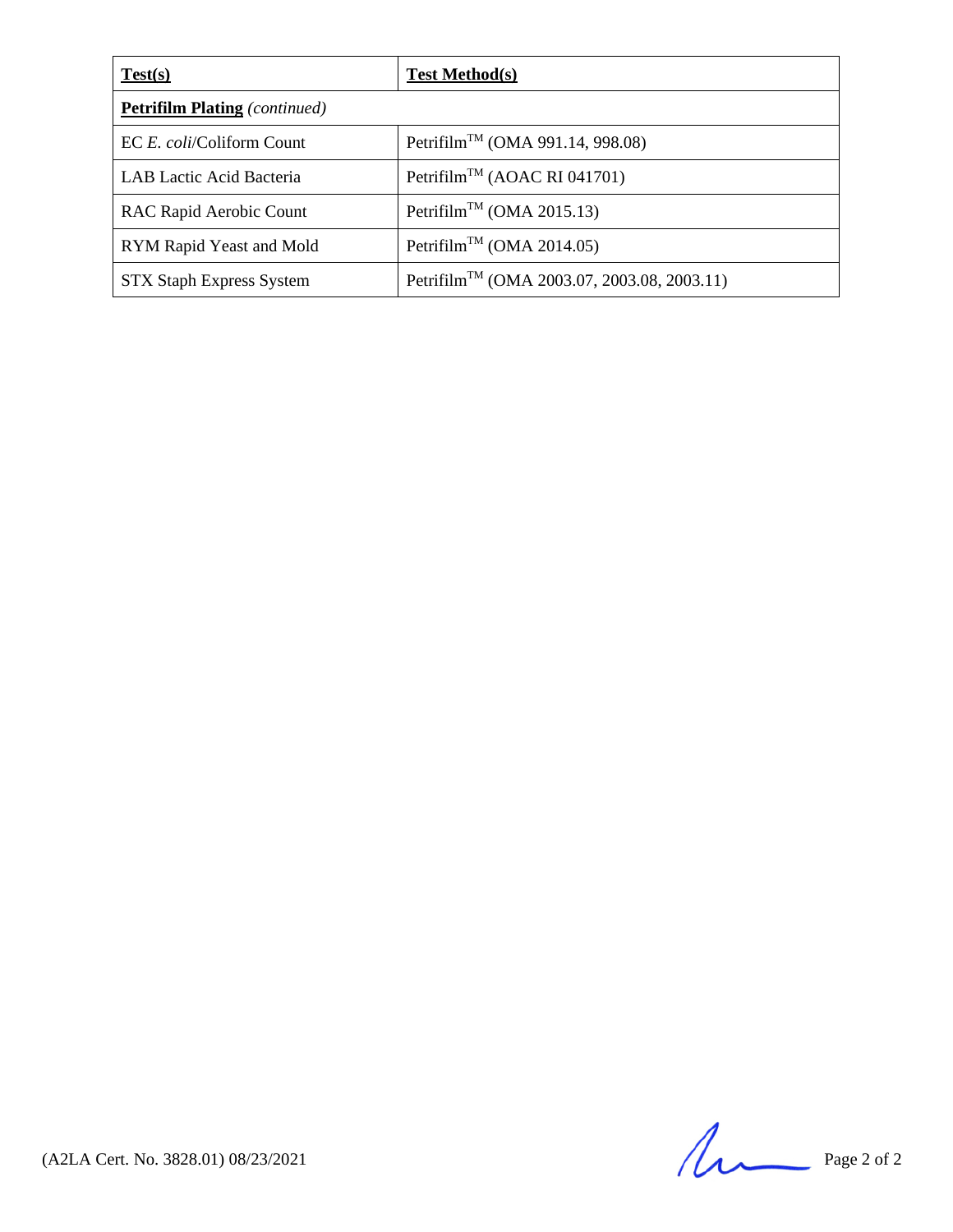| **Test(s)** | **Test Method(s)** |
|---|---|
| **Petrifilm Plating** *(continued)* | |
| EC *E. coli*/Coliform Count | Petrifilm™ (OMA 991.14, 998.08) |
| LAB Lactic Acid Bacteria | Petrifilm™ (AOAC RI 041701) |
| RAC Rapid Aerobic Count | Petrifilm™ (OMA 2015.13) |
| RYM Rapid Yeast and Mold | Petrifilm™ (OMA 2014.05) |
| STX Staph Express System | Petrifilm™ (OMA 2003.07, 2003.08, 2003.11) |

(A2LA Cert. No. 3828.01) 08/23/2021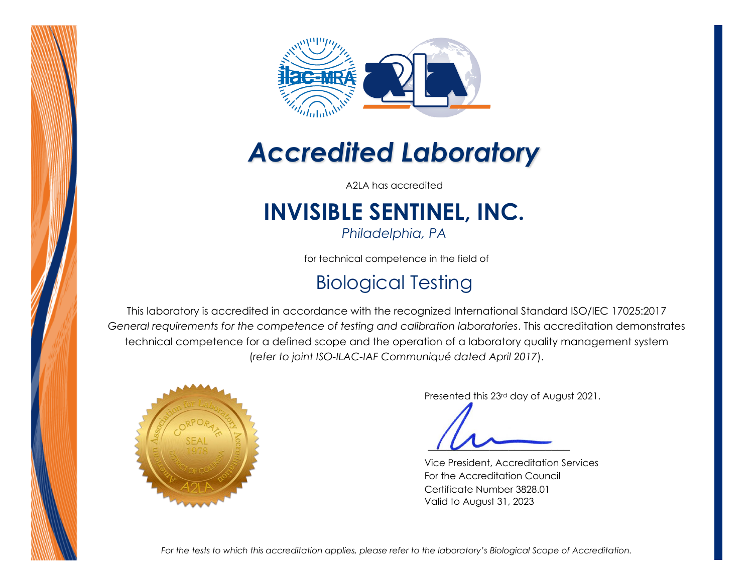# Accredited Laboratory

A2LA has accredited

## INVISIBLE SENTINEL, INC.

*Philadelphia, PA*

for technical competence in the field of

## Biological Testing

This laboratory is accredited in accordance with the recognized International Standard ISO/IEC 17025:2017 *General requirements for the competence of testing and calibration laboratories*. This accreditation demonstrates technical competence for a defined scope and the operation of a laboratory quality management system (*refer to joint ISO-ILAC-IAF Communiqué dated April 2017*).

Presented this 23rd day of August 2021.

Vice President, Accreditation Services
For the Accreditation Council
Certificate Number 3828.01
Valid to August 31, 2023

*For the tests to which this accreditation applies, please refer to the laboratory's Biological Scope of Accreditation.*